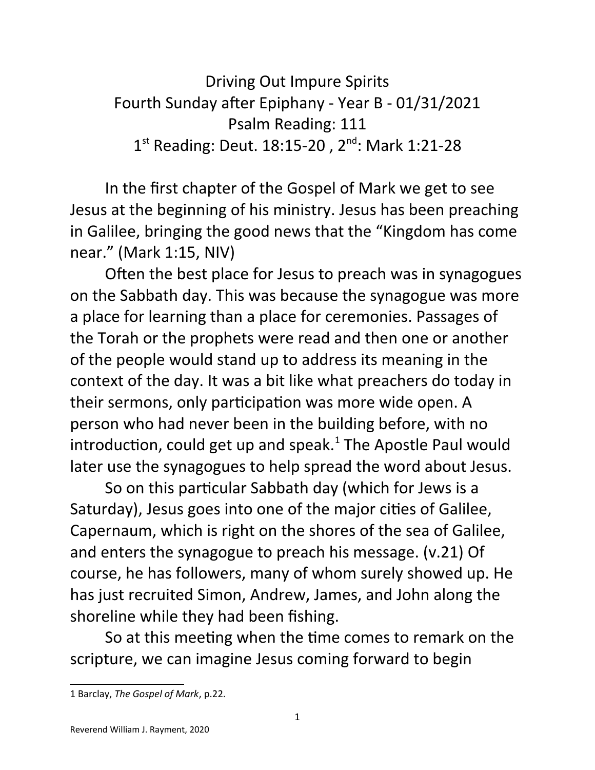# Driving Out Impure Spirits

## Fourth Sunday after Epiphany - Year B - 01/31/2021

### Psalm Reading: 111

### 1st Reading: Deut. 18:15-20 , 2nd: Mark 1:21-28

In the first chapter of the Gospel of Mark we get to see Jesus at the beginning of his ministry. Jesus has been preaching in Galilee, bringing the good news that the "Kingdom has come near." (Mark 1:15, NIV)

Often the best place for Jesus to preach was in synagogues on the Sabbath day. This was because the synagogue was more a place for learning than a place for ceremonies. Passages of the Torah or the prophets were read and then one or another of the people would stand up to address its meaning in the context of the day. It was a bit like what preachers do today in their sermons, only participation was more wide open. A person who had never been in the building before, with no introduction, could get up and speak.[1] The Apostle Paul would later use the synagogues to help spread the word about Jesus.

So on this particular Sabbath day (which for Jews is a Saturday), Jesus goes into one of the major cities of Galilee, Capernaum, which is right on the shores of the sea of Galilee, and enters the synagogue to preach his message. (v.21) Of course, he has followers, many of whom surely showed up. He has just recruited Simon, Andrew, James, and John along the shoreline while they had been fishing.

So at this meeting when the time comes to remark on the scripture, we can imagine Jesus coming forward to begin

---

1 Barclay, *The Gospel of Mark*, p.22.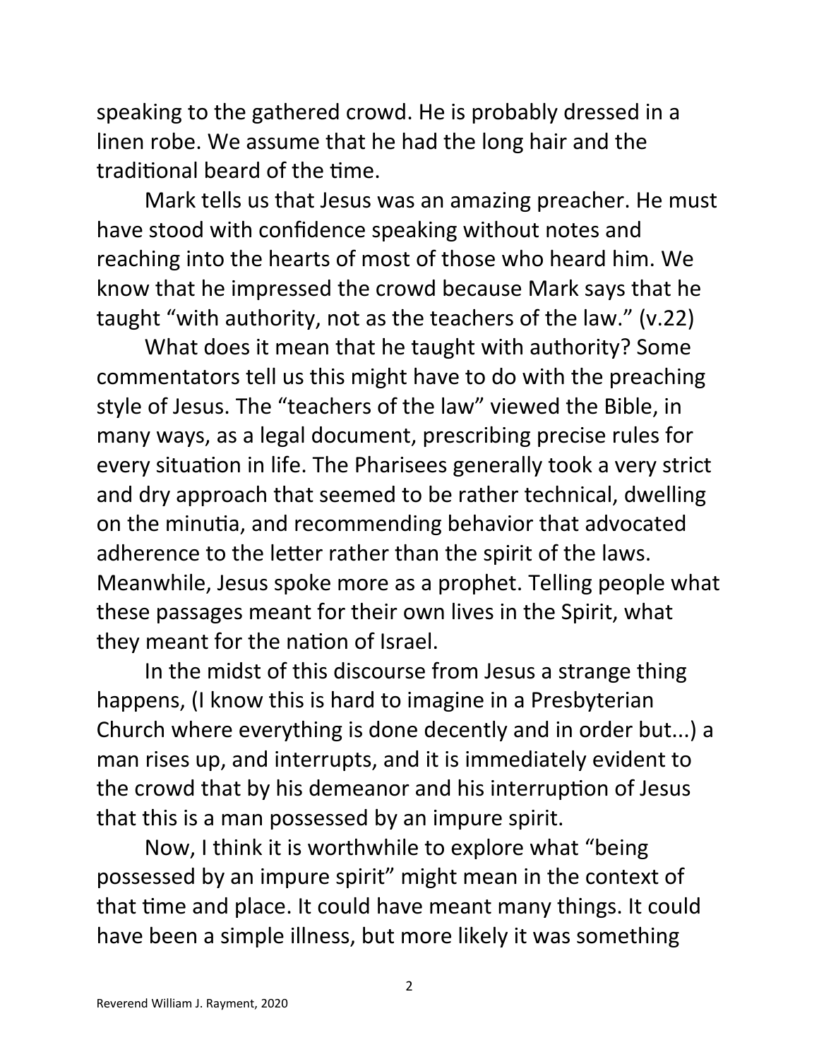speaking to the gathered crowd. He is probably dressed in a linen robe. We assume that he had the long hair and the traditional beard of the time.

Mark tells us that Jesus was an amazing preacher. He must have stood with confidence speaking without notes and reaching into the hearts of most of those who heard him. We know that he impressed the crowd because Mark says that he taught "with authority, not as the teachers of the law." (v.22)

What does it mean that he taught with authority? Some commentators tell us this might have to do with the preaching style of Jesus. The "teachers of the law" viewed the Bible, in many ways, as a legal document, prescribing precise rules for every situation in life. The Pharisees generally took a very strict and dry approach that seemed to be rather technical, dwelling on the minutia, and recommending behavior that advocated adherence to the letter rather than the spirit of the laws. Meanwhile, Jesus spoke more as a prophet. Telling people what these passages meant for their own lives in the Spirit, what they meant for the nation of Israel.

In the midst of this discourse from Jesus a strange thing happens, (I know this is hard to imagine in a Presbyterian Church where everything is done decently and in order but...) a man rises up, and interrupts, and it is immediately evident to the crowd that by his demeanor and his interruption of Jesus that this is a man possessed by an impure spirit.

Now, I think it is worthwhile to explore what "being possessed by an impure spirit" might mean in the context of that time and place. It could have meant many things. It could have been a simple illness, but more likely it was something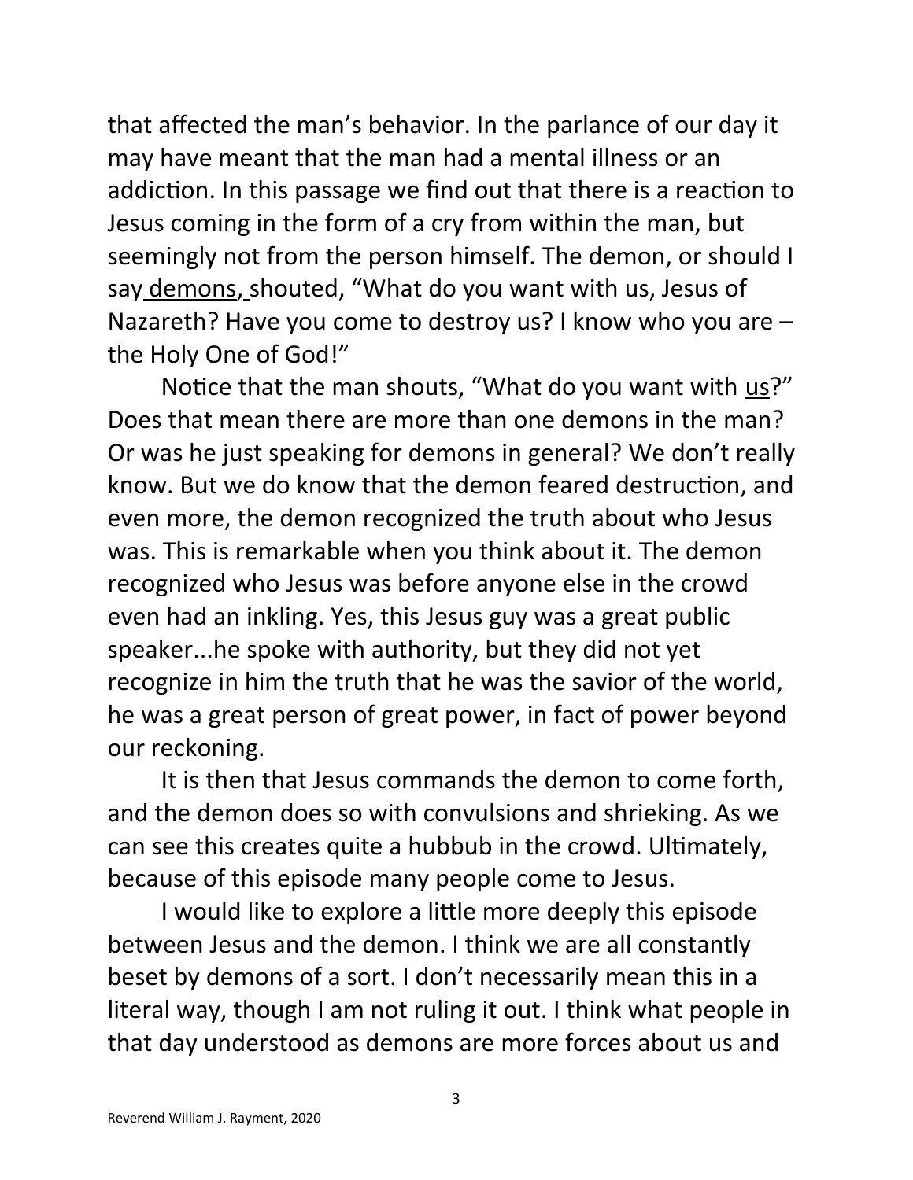that affected the man's behavior. In the parlance of our day it may have meant that the man had a mental illness or an addiction. In this passage we find out that there is a reaction to Jesus coming in the form of a cry from within the man, but seemingly not from the person himself. The demon, or should I say <u>demons</u>, shouted, "What do you want with us, Jesus of Nazareth? Have you come to destroy us? I know who you are – the Holy One of God!"

Notice that the man shouts, "What do you want with <u>us</u>?" Does that mean there are more than one demons in the man? Or was he just speaking for demons in general? We don't really know. But we do know that the demon feared destruction, and even more, the demon recognized the truth about who Jesus was. This is remarkable when you think about it. The demon recognized who Jesus was before anyone else in the crowd even had an inkling. Yes, this Jesus guy was a great public speaker...he spoke with authority, but they did not yet recognize in him the truth that he was the savior of the world, he was a great person of great power, in fact of power beyond our reckoning.

It is then that Jesus commands the demon to come forth, and the demon does so with convulsions and shrieking. As we can see this creates quite a hubbub in the crowd. Ultimately, because of this episode many people come to Jesus.

I would like to explore a little more deeply this episode between Jesus and the demon. I think we are all constantly beset by demons of a sort. I don't necessarily mean this in a literal way, though I am not ruling it out. I think what people in that day understood as demons are more forces about us and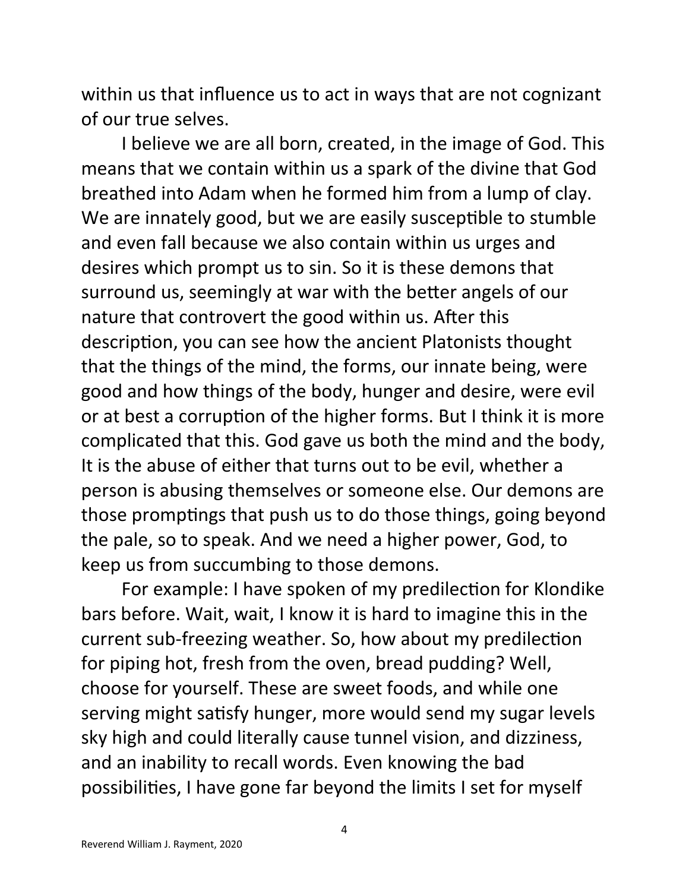within us that influence us to act in ways that are not cognizant of our true selves.

I believe we are all born, created, in the image of God. This means that we contain within us a spark of the divine that God breathed into Adam when he formed him from a lump of clay. We are innately good, but we are easily susceptible to stumble and even fall because we also contain within us urges and desires which prompt us to sin. So it is these demons that surround us, seemingly at war with the better angels of our nature that controvert the good within us. After this description, you can see how the ancient Platonists thought that the things of the mind, the forms, our innate being, were good and how things of the body, hunger and desire, were evil or at best a corruption of the higher forms. But I think it is more complicated that this. God gave us both the mind and the body, It is the abuse of either that turns out to be evil, whether a person is abusing themselves or someone else. Our demons are those promptings that push us to do those things, going beyond the pale, so to speak. And we need a higher power, God, to keep us from succumbing to those demons.

For example: I have spoken of my predilection for Klondike bars before. Wait, wait, I know it is hard to imagine this in the current sub-freezing weather. So, how about my predilection for piping hot, fresh from the oven, bread pudding? Well, choose for yourself. These are sweet foods, and while one serving might satisfy hunger, more would send my sugar levels sky high and could literally cause tunnel vision, and dizziness, and an inability to recall words. Even knowing the bad possibilities, I have gone far beyond the limits I set for myself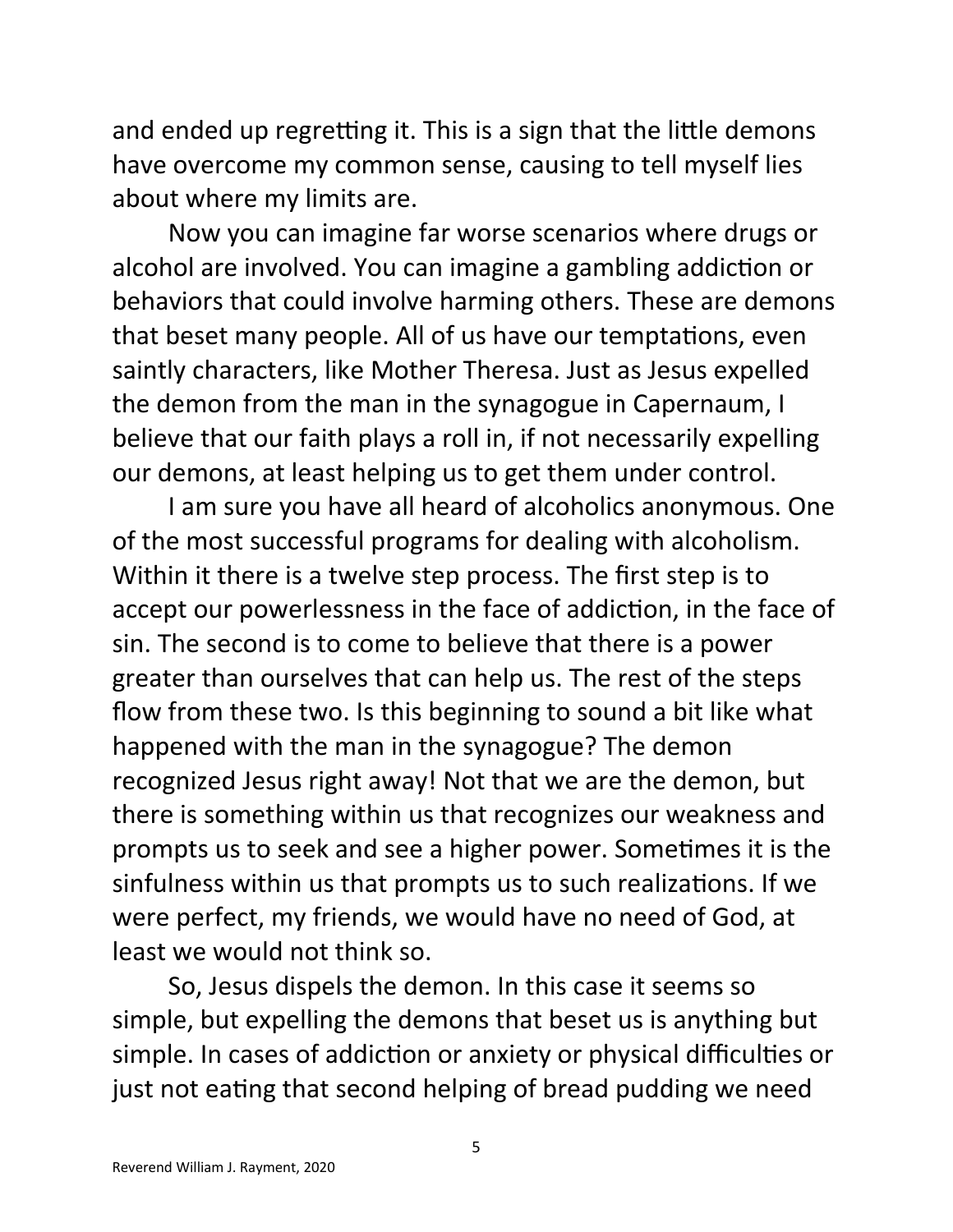and ended up regretting it. This is a sign that the little demons have overcome my common sense, causing to tell myself lies about where my limits are.

Now you can imagine far worse scenarios where drugs or alcohol are involved. You can imagine a gambling addiction or behaviors that could involve harming others. These are demons that beset many people. All of us have our temptations, even saintly characters, like Mother Theresa. Just as Jesus expelled the demon from the man in the synagogue in Capernaum, I believe that our faith plays a roll in, if not necessarily expelling our demons, at least helping us to get them under control.

I am sure you have all heard of alcoholics anonymous. One of the most successful programs for dealing with alcoholism. Within it there is a twelve step process. The first step is to accept our powerlessness in the face of addiction, in the face of sin. The second is to come to believe that there is a power greater than ourselves that can help us. The rest of the steps flow from these two. Is this beginning to sound a bit like what happened with the man in the synagogue? The demon recognized Jesus right away! Not that we are the demon, but there is something within us that recognizes our weakness and prompts us to seek and see a higher power. Sometimes it is the sinfulness within us that prompts us to such realizations. If we were perfect, my friends, we would have no need of God, at least we would not think so.

So, Jesus dispels the demon. In this case it seems so simple, but expelling the demons that beset us is anything but simple. In cases of addiction or anxiety or physical difficulties or just not eating that second helping of bread pudding we need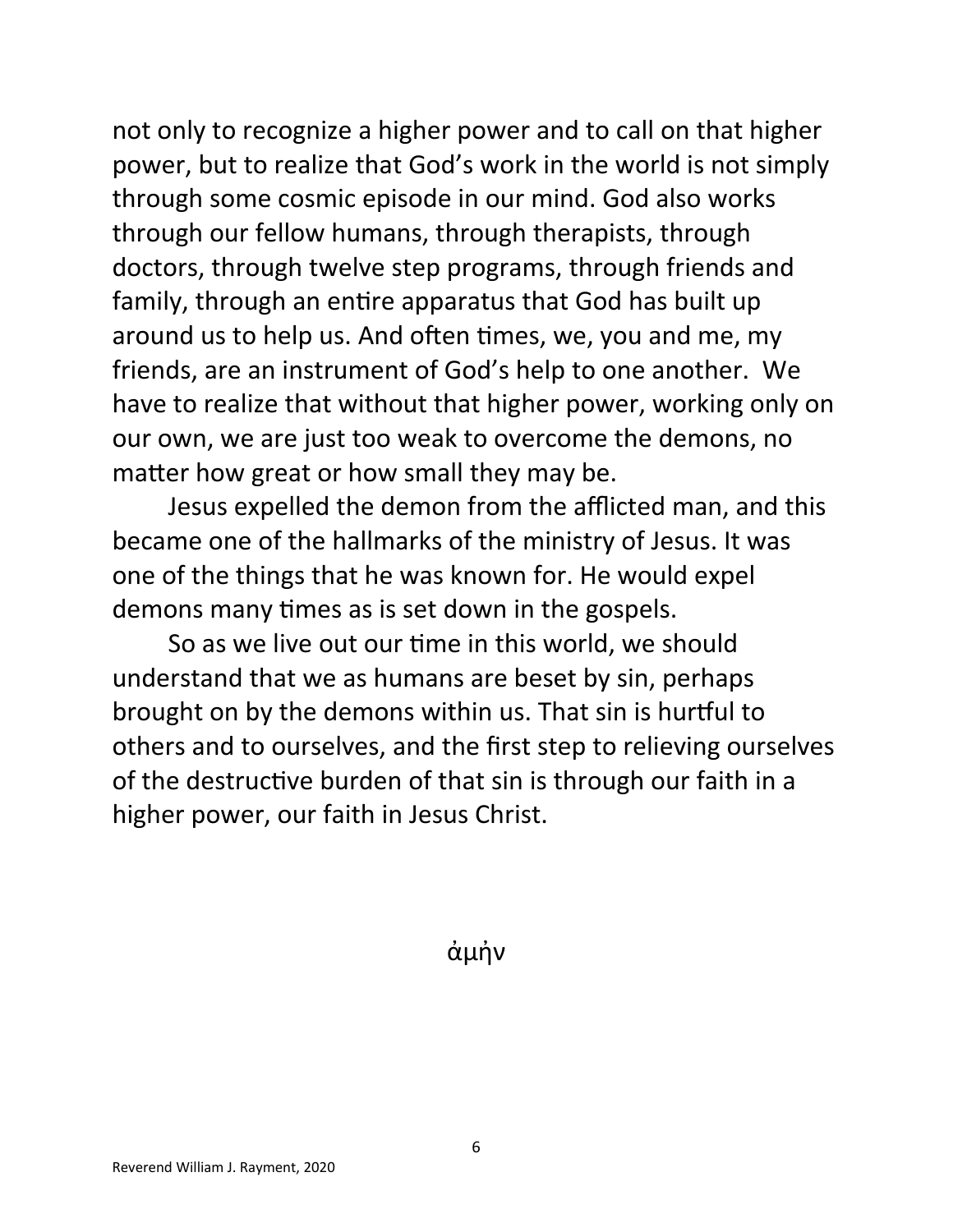not only to recognize a higher power and to call on that higher power, but to realize that God's work in the world is not simply through some cosmic episode in our mind. God also works through our fellow humans, through therapists, through doctors, through twelve step programs, through friends and family, through an entire apparatus that God has built up around us to help us. And often times, we, you and me, my friends, are an instrument of God's help to one another. We have to realize that without that higher power, working only on our own, we are just too weak to overcome the demons, no matter how great or how small they may be.

Jesus expelled the demon from the afflicted man, and this became one of the hallmarks of the ministry of Jesus. It was one of the things that he was known for. He would expel demons many times as is set down in the gospels.

So as we live out our time in this world, we should understand that we as humans are beset by sin, perhaps brought on by the demons within us. That sin is hurtful to others and to ourselves, and the first step to relieving ourselves of the destructive burden of that sin is through our faith in a higher power, our faith in Jesus Christ.

ἀμήν

Reverend William J. Rayment, 2020